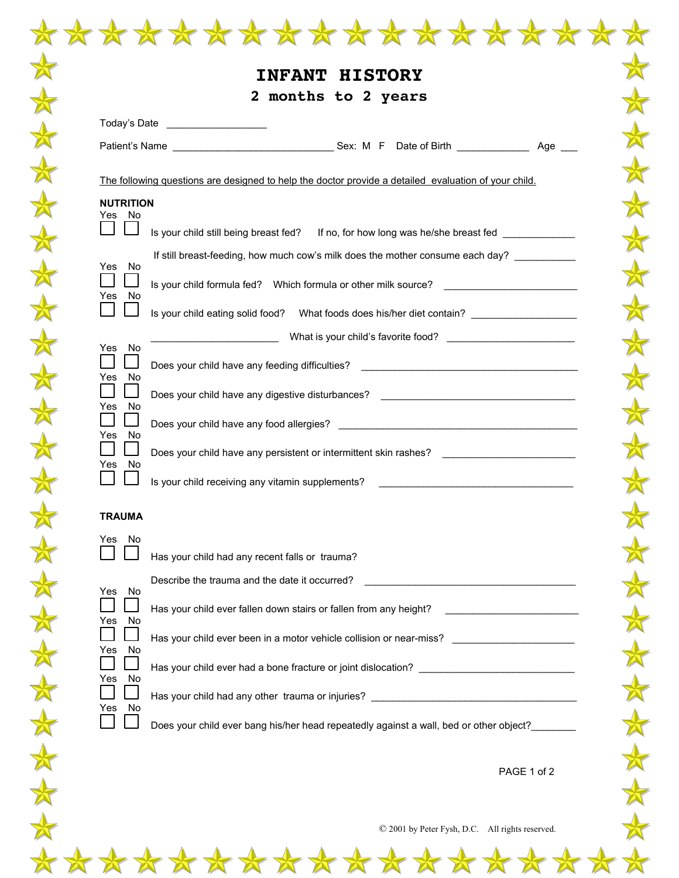# INFANT HISTORY

## 2 months to 2 years

Today's Date _________________

Patient's Name ____________________________ Sex: M F Date of Birth _____________ Age ___

The following questions are designed to help the doctor provide a detailed evaluation of your child.

**NUTRITION**

Yes No

☐ ☐ Is your child still being breast fed? If no, for how long was he/she breast fed _____________

If still breast-feeding, how much cow's milk does the mother consume each day? ___________

Yes No

☐ ☐ Is your child formula fed? Which formula or other milk source? ________________________

Yes No

☐ ☐ Is your child eating solid food? What foods does his/her diet contain? __________________

______________________ What is your child's favorite food? ______________________

Yes No

☐ ☐ Does your child have any feeding difficulties? ________________________________________

Yes No

☐ ☐ Does your child have any digestive disturbances? ___________________________________

Yes No

☐ ☐ Does your child have any food allergies? ___________________________________________

Yes No

☐ ☐ Does your child have any persistent or intermittent skin rashes? _______________________

Yes No

☐ ☐ Is your child receiving any vitamin supplements? ___________________________________

**TRAUMA**

Yes No

☐ ☐ Has your child had any recent falls or trauma?

Describe the trauma and the date it occurred? ______________________________________

Yes No

☐ ☐ Has your child ever fallen down stairs or fallen from any height? _______________________

Yes No

☐ ☐ Has your child ever been in a motor vehicle collision or near-miss? _____________________

Yes No

☐ ☐ Has your child ever had a bone fracture or joint dislocation? ___________________________

Yes No

☐ ☐ Has your child had any other trauma or injuries? ____________________________________

Yes No

☐ ☐ Does your child ever bang his/her head repeatedly against a wall, bed or other object?________

© 2001 by Peter Fysh, D.C. All rights reserved.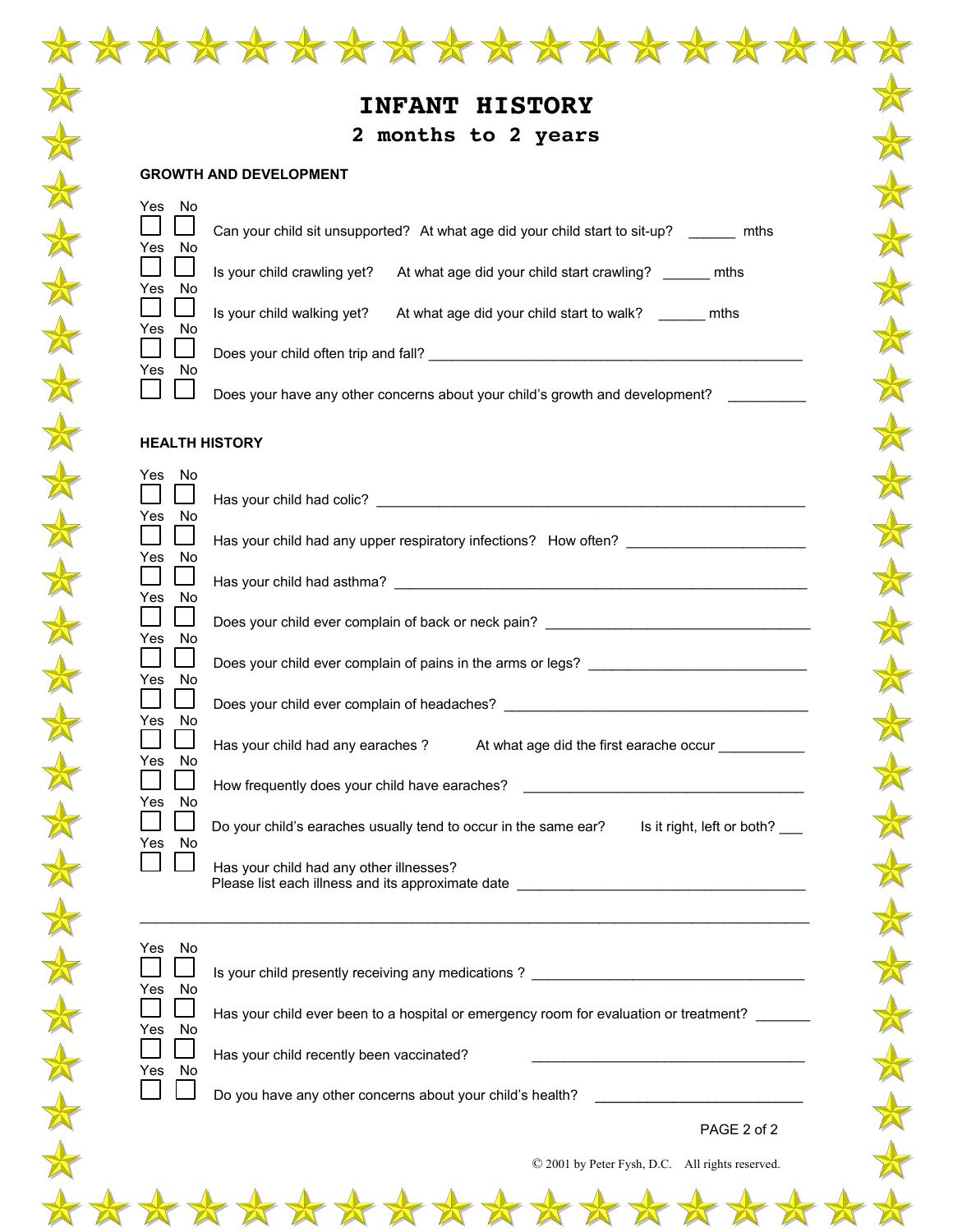# INFANT HISTORY

## 2 months to 2 years

**GROWTH AND DEVELOPMENT**

| Yes | No | |
|---|---|---|
| ☐ | ☐ | Can your child sit unsupported? At what age did your child start to sit-up? ______ mths |
| ☐ | ☐ | Is your child crawling yet? At what age did your child start crawling? ______ mths |
| ☐ | ☐ | Is your child walking yet? At what age did your child start to walk? ______ mths |
| ☐ | ☐ | Does your child often trip and fall? ________________________________________________ |
| ☐ | ☐ | Does your have any other concerns about your child's growth and development? __________ |

**HEALTH HISTORY**

| Yes | No | |
|---|---|---|
| ☐ | ☐ | Has your child had colic? ______________________________________________________ |
| ☐ | ☐ | Has your child had any upper respiratory infections? How often? ______________________ |
| ☐ | ☐ | Has your child had asthma? _____________________________________________________ |
| ☐ | ☐ | Does your child ever complain of back or neck pain? __________________________________ |
| ☐ | ☐ | Does your child ever complain of pains in the arms or legs? ___________________________ |
| ☐ | ☐ | Does your child ever complain of headaches? _____________________________________ |
| ☐ | ☐ | Has your child had any earaches ? At what age did the first earache occur ___________ |
| ☐ | ☐ | How frequently does your child have earaches? ___________________________________ |
| ☐ | ☐ | Do your child's earaches usually tend to occur in the same ear? Is it right, left or both? ___ |
| ☐ | ☐ | Has your child had any other illnesses? Please list each illness and its approximate date ___________________________________ |

_______________________________________________________________________________________

| Yes | No | |
|---|---|---|
| ☐ | ☐ | Is your child presently receiving any medications ? __________________________________ |
| ☐ | ☐ | Has your child ever been to a hospital or emergency room for evaluation or treatment? _______ |
| ☐ | ☐ | Has your child recently been vaccinated? __________________________________ |
| ☐ | ☐ | Do you have any other concerns about your child's health? __________________________ |

© 2001 by Peter Fysh, D.C. All rights reserved.